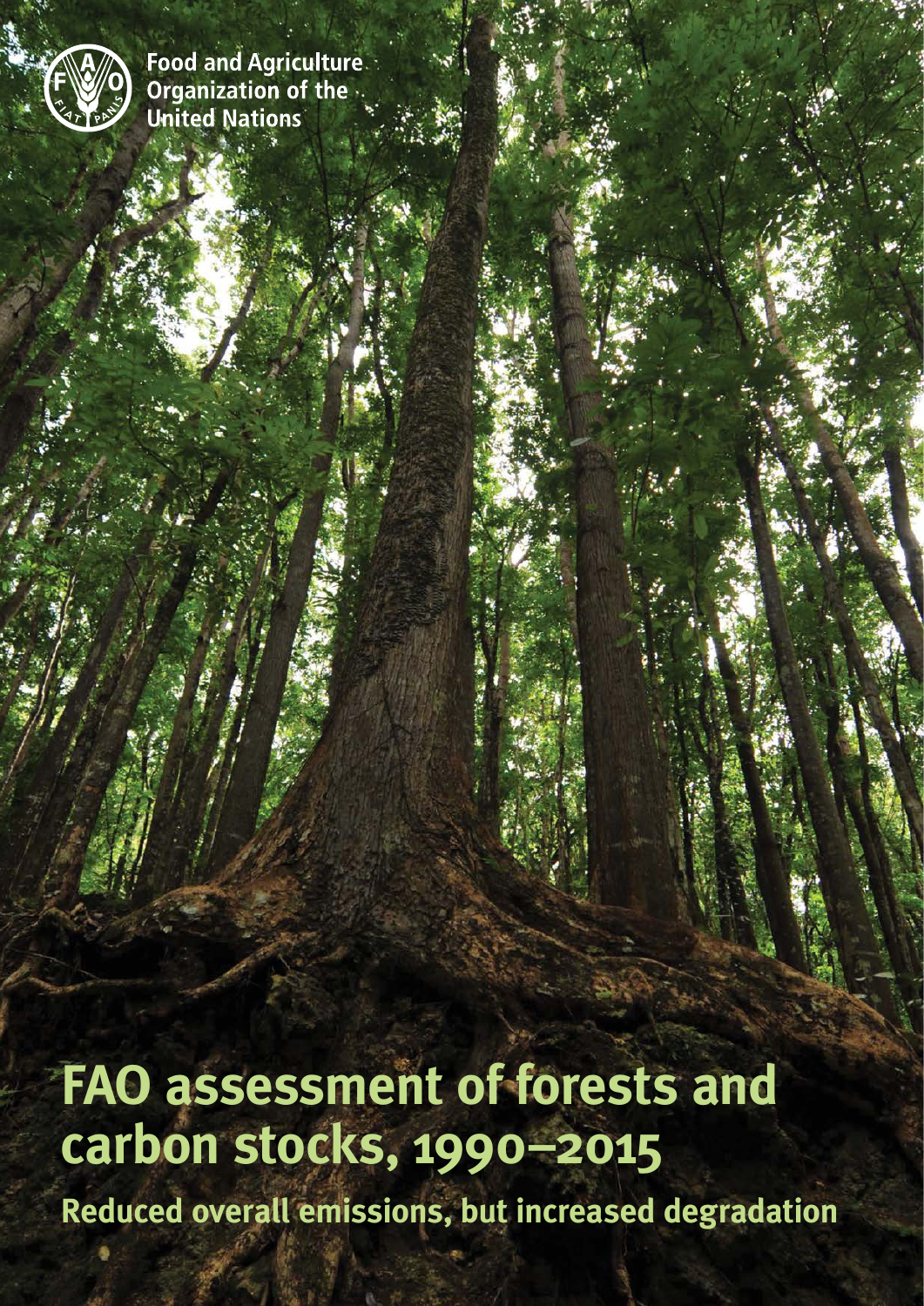Food and Agriculture Organization of the United Nations

# FAO assessment of forests and carbon stocks, 1990–2015

## Reduced overall emissions, but increased degradation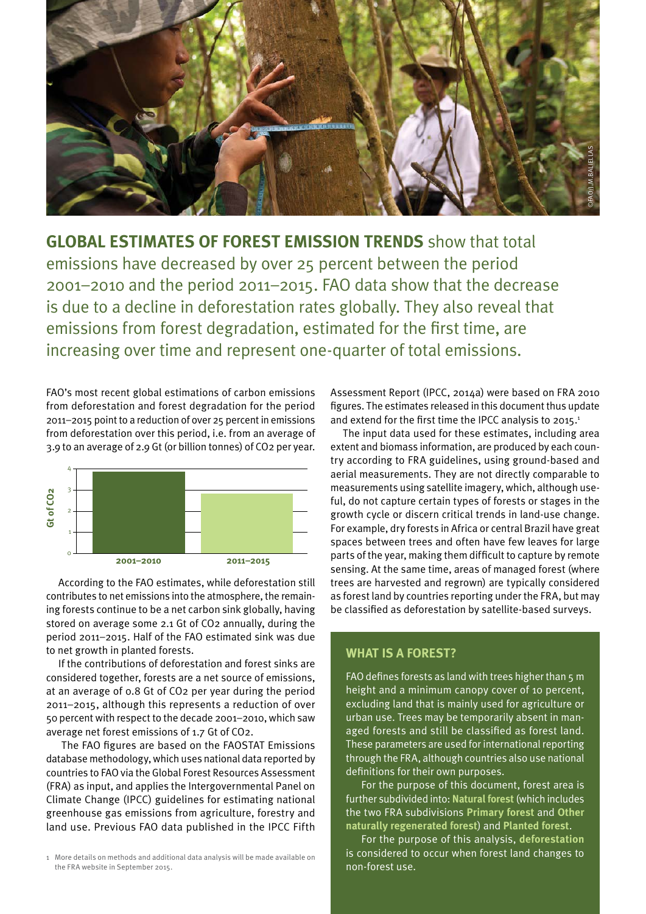**GLOBAL ESTIMATES OF FOREST EMISSION TRENDS** show that total emissions have decreased by over 25 percent between the period 2001–2010 and the period 2011–2015. FAO data show that the decrease is due to a decline in deforestation rates globally. They also reveal that emissions from forest degradation, estimated for the first time, are increasing over time and represent one-quarter of total emissions.

FAO's most recent global estimations of carbon emissions from deforestation and forest degradation for the period 2011–2015 point to a reduction of over 25 percent in emissions from deforestation over this period, i.e. from an average of 3.9 to an average of 2.9 Gt (or billion tonnes) of $CO_2$ per year.

According to the FAO estimates, while deforestation still contributes to net emissions into the atmosphere, the remaining forests continue to be a net carbon sink globally, having stored on average some 2.1 Gt of $CO_2$ annually, during the period 2011–2015. Half of the FAO estimated sink was due to net growth in planted forests.

If the contributions of deforestation and forest sinks are considered together, forests are a net source of emissions, at an average of 0.8 Gt of $CO_2$ per year during the period 2011–2015, although this represents a reduction of over 50 percent with respect to the decade 2001–2010, which saw average net forest emissions of 1.7 Gt of $CO_2$.

The FAO figures are based on the FAOSTAT Emissions database methodology, which uses national data reported by countries to FAO via the Global Forest Resources Assessment (FRA) as input, and applies the Intergovernmental Panel on Climate Change (IPCC) guidelines for estimating national greenhouse gas emissions from agriculture, forestry and land use. Previous FAO data published in the IPCC Fifth Assessment Report (IPCC, 2014a) were based on FRA 2010 figures. The estimates released in this document thus update and extend for the first time the IPCC analysis to 2015.[1]

The input data used for these estimates, including area extent and biomass information, are produced by each country according to FRA guidelines, using ground-based and aerial measurements. They are not directly comparable to measurements using satellite imagery, which, although useful, do not capture certain types of forests or stages in the growth cycle or discern critical trends in land-use change. For example, dry forests in Africa or central Brazil have great spaces between trees and often have few leaves for large parts of the year, making them difficult to capture by remote sensing. At the same time, areas of managed forest (where trees are harvested and regrown) are typically considered as forest land by countries reporting under the FRA, but may be classified as deforestation by satellite-based surveys.

### WHAT IS A FOREST?

FAO defines forests as land with trees higher than 5 m height and a minimum canopy cover of 10 percent, excluding land that is mainly used for agriculture or urban use. Trees may be temporarily absent in managed forests and still be classified as forest land. These parameters are used for international reporting through the FRA, although countries also use national definitions for their own purposes.

For the purpose of this document, forest area is further subdivided into: **Natural forest** (which includes the two FRA subdivisions **Primary forest** and **Other naturally regenerated forest**) and **Planted forest**.

For the purpose of this analysis, **deforestation** is considered to occur when forest land changes to non-forest use.

1 More details on methods and additional data analysis will be made available on the FRA website in September 2015.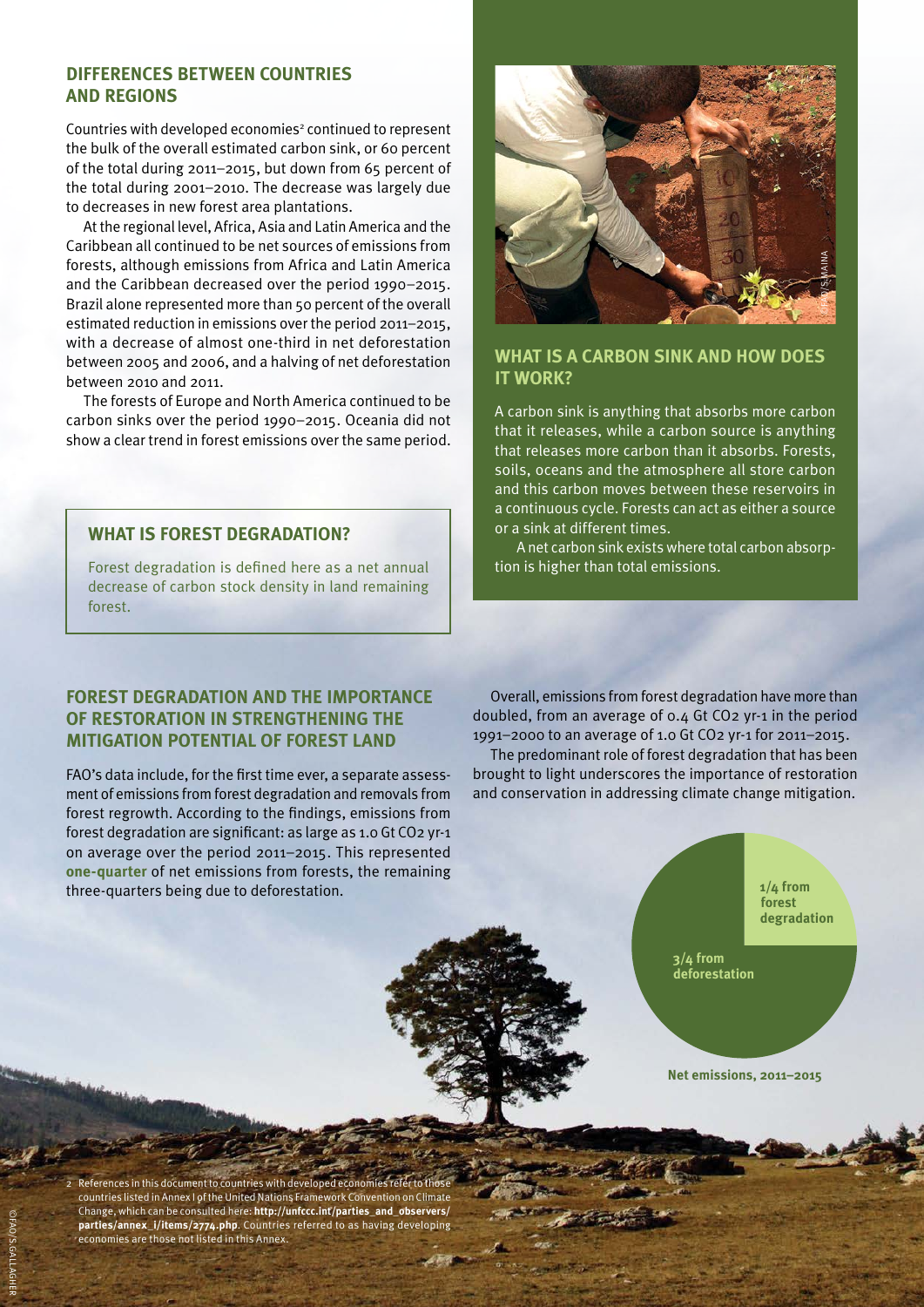## DIFFERENCES BETWEEN COUNTRIES AND REGIONS

Countries with developed economies[2] continued to represent the bulk of the overall estimated carbon sink, or 60 percent of the total during 2011–2015, but down from 65 percent of the total during 2001–2010. The decrease was largely due to decreases in new forest area plantations.

At the regional level, Africa, Asia and Latin America and the Caribbean all continued to be net sources of emissions from forests, although emissions from Africa and Latin America and the Caribbean decreased over the period 1990–2015. Brazil alone represented more than 50 percent of the overall estimated reduction in emissions over the period 2011–2015, with a decrease of almost one-third in net deforestation between 2005 and 2006, and a halving of net deforestation between 2010 and 2011.

The forests of Europe and North America continued to be carbon sinks over the period 1990–2015. Oceania did not show a clear trend in forest emissions over the same period.

### WHAT IS FOREST DEGRADATION?

Forest degradation is defined here as a net annual decrease of carbon stock density in land remaining forest.

### WHAT IS A CARBON SINK AND HOW DOES IT WORK?

A carbon sink is anything that absorbs more carbon that it releases, while a carbon source is anything that releases more carbon than it absorbs. Forests, soils, oceans and the atmosphere all store carbon and this carbon moves between these reservoirs in a continuous cycle. Forests can act as either a source or a sink at different times.

A net carbon sink exists where total carbon absorption is higher than total emissions.

## FOREST DEGRADATION AND THE IMPORTANCE OF RESTORATION IN STRENGTHENING THE MITIGATION POTENTIAL OF FOREST LAND

FAO's data include, for the first time ever, a separate assessment of emissions from forest degradation and removals from forest regrowth. According to the findings, emissions from forest degradation are significant: as large as 1.0 Gt $CO_2$ yr-1 on average over the period 2011–2015. This represented **one-quarter** of net emissions from forests, the remaining three-quarters being due to deforestation.

Overall, emissions from forest degradation have more than doubled, from an average of 0.4 Gt $CO_2$ yr-1 in the period 1991–2000 to an average of 1.0 Gt $CO_2$ yr-1 for 2011–2015.

The predominant role of forest degradation that has been brought to light underscores the importance of restoration and conservation in addressing climate change mitigation.

1/4 from forest degradation

3/4 from deforestation

**Net emissions, 2011–2015**

[2] References in this document to countries with developed economies refer to those countries listed in Annex I of the United Nations Framework Convention on Climate Change, which can be consulted here: **http://unfccc.int/parties_and_observers/parties/annex_i/items/2774.php**. Countries referred to as having developing economies are those not listed in this Annex.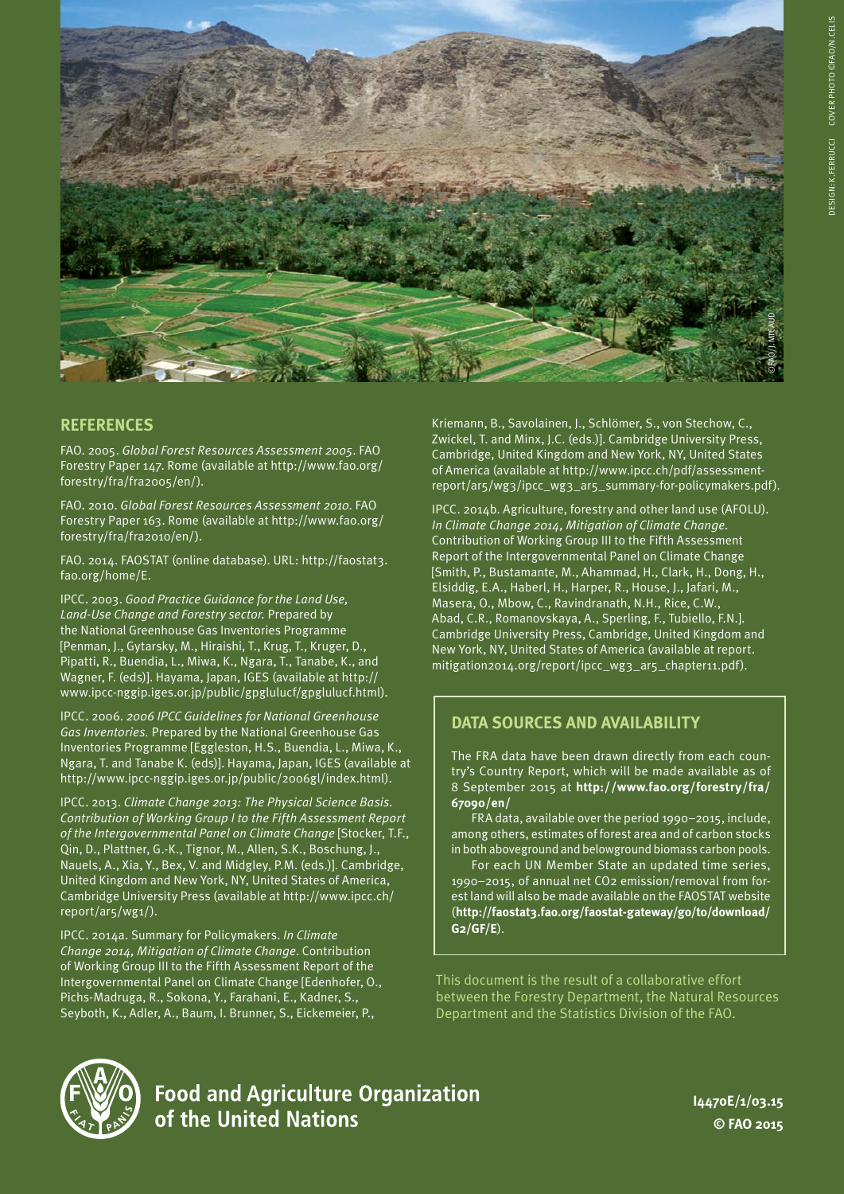## REFERENCES

FAO. 2005. *Global Forest Resources Assessment 2005*. FAO Forestry Paper 147. Rome (available at http://www.fao.org/forestry/fra/fra2005/en/).

FAO. 2010. *Global Forest Resources Assessment 2010*. FAO Forestry Paper 163. Rome (available at http://www.fao.org/forestry/fra/fra2010/en/).

FAO. 2014. FAOSTAT (online database). URL: http://faostat3.fao.org/home/E.

IPCC. 2003. *Good Practice Guidance for the Land Use, Land-Use Change and Forestry sector*. Prepared by the National Greenhouse Gas Inventories Programme [Penman, J., Gytarsky, M., Hiraishi, T., Krug, T., Kruger, D., Pipatti, R., Buendia, L., Miwa, K., Ngara, T., Tanabe, K., and Wagner, F. (eds)]. Hayama, Japan, IGES (available at http://www.ipcc-nggip.iges.or.jp/public/gpglulucf/gpglulucf.html).

IPCC. 2006. *2006 IPCC Guidelines for National Greenhouse Gas Inventories*. Prepared by the National Greenhouse Gas Inventories Programme [Eggleston, H.S., Buendia, L., Miwa, K., Ngara, T. and Tanabe K. (eds)]. Hayama, Japan, IGES (available at http://www.ipcc-nggip.iges.or.jp/public/2006gl/index.html).

IPCC. 2013. *Climate Change 2013: The Physical Science Basis. Contribution of Working Group I to the Fifth Assessment Report of the Intergovernmental Panel on Climate Change* [Stocker, T.F., Qin, D., Plattner, G.-K., Tignor, M., Allen, S.K., Boschung, J., Nauels, A., Xia, Y., Bex, V. and Midgley, P.M. (eds.)]. Cambridge, United Kingdom and New York, NY, United States of America, Cambridge University Press (available at http://www.ipcc.ch/report/ar5/wg1/).

IPCC. 2014a. Summary for Policymakers. *In Climate Change 2014, Mitigation of Climate Change*. Contribution of Working Group III to the Fifth Assessment Report of the Intergovernmental Panel on Climate Change [Edenhofer, O., Pichs-Madruga, R., Sokona, Y., Farahani, E., Kadner, S., Seyboth, K., Adler, A., Baum, I. Brunner, S., Eickemeier, P., Kriemann, B., Savolainen, J., Schlömer, S., von Stechow, C., Zwickel, T. and Minx, J.C. (eds.)]. Cambridge University Press, Cambridge, United Kingdom and New York, NY, United States of America (available at http://www.ipcc.ch/pdf/assessment-report/ar5/wg3/ipcc_wg3_ar5_summary-for-policymakers.pdf).

IPCC. 2014b. Agriculture, forestry and other land use (AFOLU). *In Climate Change 2014, Mitigation of Climate Change*. Contribution of Working Group III to the Fifth Assessment Report of the Intergovernmental Panel on Climate Change [Smith, P., Bustamante, M., Ahammad, H., Clark, H., Dong, H., Elsiddig, E.A., Haberl, H., Harper, R., House, J., Jafari, M., Masera, O., Mbow, C., Ravindranath, N.H., Rice, C.W., Abad, C.R., Romanovskaya, A., Sperling, F., Tubiello, F.N.]. Cambridge University Press, Cambridge, United Kingdom and New York, NY, United States of America (available at report.mitigation2014.org/report/ipcc_wg3_ar5_chapter11.pdf).

## DATA SOURCES AND AVAILABILITY

The FRA data have been drawn directly from each country's Country Report, which will be made available as of 8 September 2015 at **http://www.fao.org/forestry/fra/67090/en/**

FRA data, available over the period 1990–2015, include, among others, estimates of forest area and of carbon stocks in both aboveground and belowground biomass carbon pools.

For each UN Member State an updated time series, 1990–2015, of annual net $CO_2$ emission/removal from forest land will also be made available on the FAOSTAT website (**http://faostat3.fao.org/faostat-gateway/go/to/download/G2/GF/E**).

This document is the result of a collaborative effort between the Forestry Department, the Natural Resources Department and the Statistics Division of the FAO.

**Food and Agriculture Organization of the United Nations**

**I4470E/1/03.15**
**© FAO 2015**